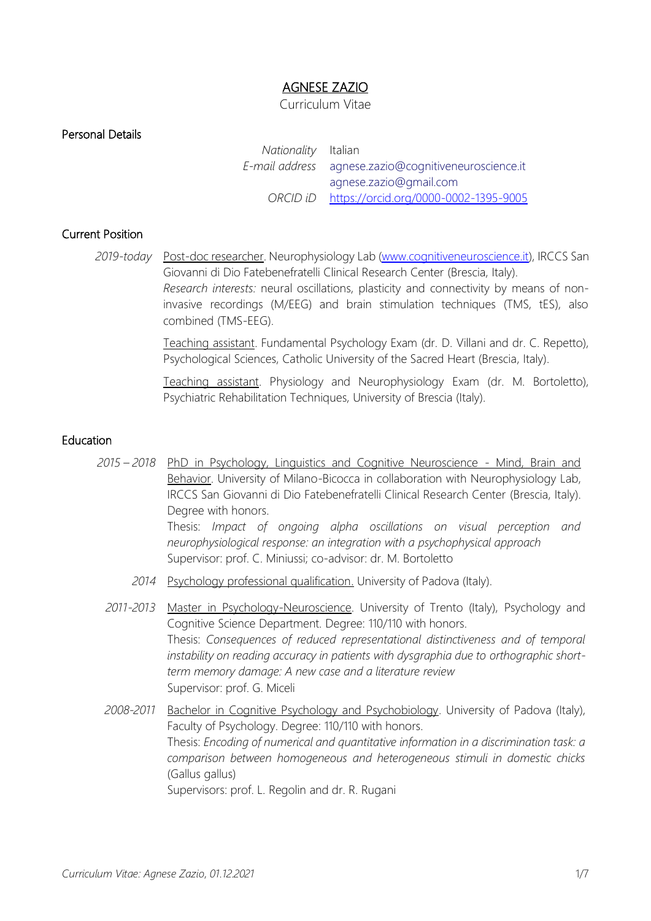# AGNESE ZAZIO

Curriculum Vitae

## Personal Details

*Nationality* Italian

*E-mail address* agnese.zazio@cognitiveneuroscience.it
agnese.zazio@gmail.com

*ORCID iD* https://orcid.org/0000-0002-1395-9005

## Current Position

*2019-today* Post-doc researcher. Neurophysiology Lab (www.cognitiveneuroscience.it), IRCCS San Giovanni di Dio Fatebenefratelli Clinical Research Center (Brescia, Italy).
*Research interests:* neural oscillations, plasticity and connectivity by means of non-invasive recordings (M/EEG) and brain stimulation techniques (TMS, tES), also combined (TMS-EEG).

Teaching assistant. Fundamental Psychology Exam (dr. D. Villani and dr. C. Repetto), Psychological Sciences, Catholic University of the Sacred Heart (Brescia, Italy).

Teaching assistant. Physiology and Neurophysiology Exam (dr. M. Bortoletto), Psychiatric Rehabilitation Techniques, University of Brescia (Italy).

## Education

*2015 – 2018* PhD in Psychology, Linguistics and Cognitive Neuroscience - Mind, Brain and Behavior. University of Milano-Bicocca in collaboration with Neurophysiology Lab, IRCCS San Giovanni di Dio Fatebenefratelli Clinical Research Center (Brescia, Italy). Degree with honors.
Thesis: *Impact of ongoing alpha oscillations on visual perception and neurophysiological response: an integration with a psychophysical approach*
Supervisor: prof. C. Miniussi; co-advisor: dr. M. Bortoletto

*2014* Psychology professional qualification. University of Padova (Italy).

*2011-2013* Master in Psychology-Neuroscience. University of Trento (Italy), Psychology and Cognitive Science Department. Degree: 110/110 with honors.
Thesis: *Consequences of reduced representational distinctiveness and of temporal instability on reading accuracy in patients with dysgraphia due to orthographic short-term memory damage: A new case and a literature review*
Supervisor: prof. G. Miceli

*2008-2011* Bachelor in Cognitive Psychology and Psychobiology. University of Padova (Italy), Faculty of Psychology. Degree: 110/110 with honors.
Thesis: *Encoding of numerical and quantitative information in a discrimination task: a comparison between homogeneous and heterogeneous stimuli in domestic chicks* (Gallus gallus)
Supervisors: prof. L. Regolin and dr. R. Rugani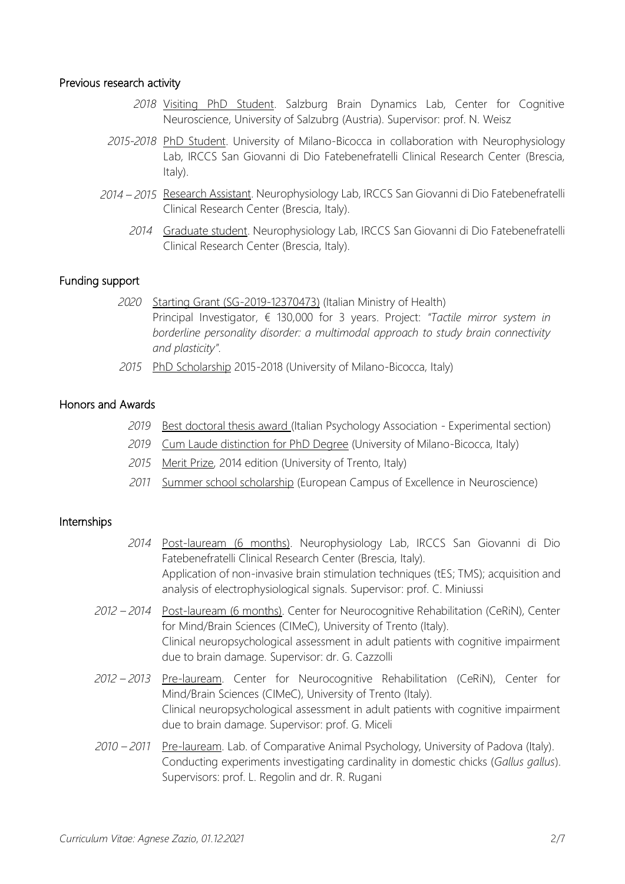## Previous research activity

- *2018* Visiting PhD Student. Salzburg Brain Dynamics Lab, Center for Cognitive Neuroscience, University of Salzubrg (Austria). Supervisor: prof. N. Weisz
- *2015-2018* PhD Student. University of Milano-Bicocca in collaboration with Neurophysiology Lab, IRCCS San Giovanni di Dio Fatebenefratelli Clinical Research Center (Brescia, Italy).
- *2014 – 2015* Research Assistant. Neurophysiology Lab, IRCCS San Giovanni di Dio Fatebenefratelli Clinical Research Center (Brescia, Italy).
- *2014* Graduate student. Neurophysiology Lab, IRCCS San Giovanni di Dio Fatebenefratelli Clinical Research Center (Brescia, Italy).

## Funding support

- *2020* Starting Grant (SG-2019-12370473) (Italian Ministry of Health)
  Principal Investigator, € 130,000 for 3 years. Project: *"Tactile mirror system in borderline personality disorder: a multimodal approach to study brain connectivity and plasticity".*
- *2015* PhD Scholarship 2015-2018 (University of Milano-Bicocca, Italy)

## Honors and Awards

- *2019* Best doctoral thesis award (Italian Psychology Association - Experimental section)
- *2019* Cum Laude distinction for PhD Degree (University of Milano-Bicocca, Italy)
- *2015* Merit Prize, 2014 edition (University of Trento, Italy)
- *2011* Summer school scholarship (European Campus of Excellence in Neuroscience)

## Internships

- *2014* Post-lauream (6 months). Neurophysiology Lab, IRCCS San Giovanni di Dio Fatebenefratelli Clinical Research Center (Brescia, Italy).
  Application of non-invasive brain stimulation techniques (tES; TMS); acquisition and analysis of electrophysiological signals. Supervisor: prof. C. Miniussi
- *2012 – 2014* Post-lauream (6 months). Center for Neurocognitive Rehabilitation (CeRiN), Center for Mind/Brain Sciences (CIMeC), University of Trento (Italy).
  Clinical neuropsychological assessment in adult patients with cognitive impairment due to brain damage. Supervisor: dr. G. Cazzolli
- *2012 – 2013* Pre-lauream. Center for Neurocognitive Rehabilitation (CeRiN), Center for Mind/Brain Sciences (CIMeC), University of Trento (Italy).
  Clinical neuropsychological assessment in adult patients with cognitive impairment due to brain damage. Supervisor: prof. G. Miceli
- *2010 – 2011* Pre-lauream. Lab. of Comparative Animal Psychology, University of Padova (Italy).
  Conducting experiments investigating cardinality in domestic chicks (*Gallus gallus*). Supervisors: prof. L. Regolin and dr. R. Rugani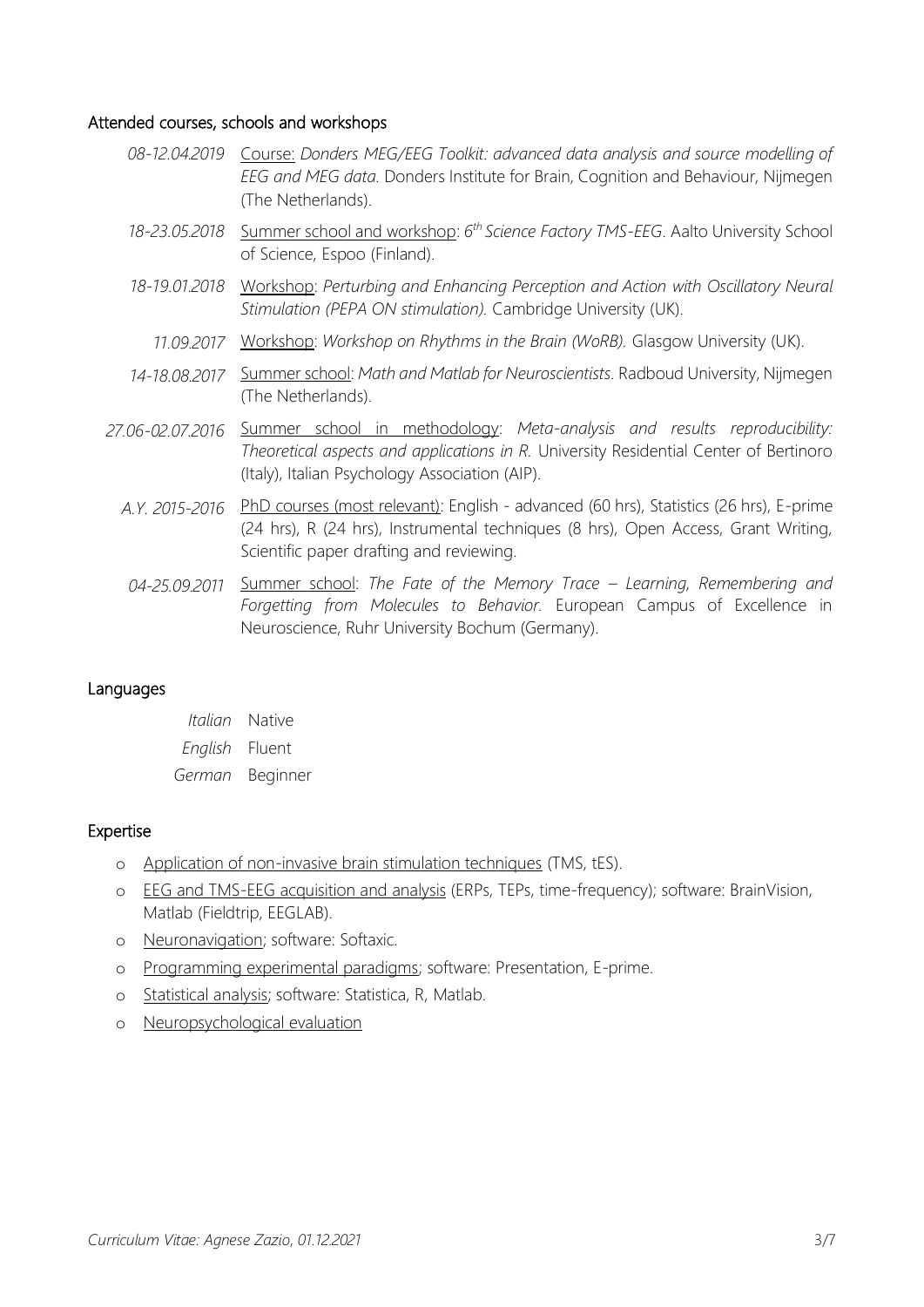## Attended courses, schools and workshops

*08-12.04.2019* Course: *Donders MEG/EEG Toolkit: advanced data analysis and source modelling of EEG and MEG data.* Donders Institute for Brain, Cognition and Behaviour, Nijmegen (The Netherlands).

*18-23.05.2018* Summer school and workshop: *6th Science Factory TMS-EEG*. Aalto University School of Science, Espoo (Finland).

*18-19.01.2018* Workshop: *Perturbing and Enhancing Perception and Action with Oscillatory Neural Stimulation (PEPA ON stimulation).* Cambridge University (UK).

*11.09.2017* Workshop: *Workshop on Rhythms in the Brain (WoRB).* Glasgow University (UK).

*14-18.08.2017* Summer school: *Math and Matlab for Neuroscientists*. Radboud University, Nijmegen (The Netherlands).

*27.06-02.07.2016* Summer school in methodology: *Meta-analysis and results reproducibility: Theoretical aspects and applications in R.* University Residential Center of Bertinoro (Italy), Italian Psychology Association (AIP).

*A.Y. 2015-2016* PhD courses (most relevant): English - advanced (60 hrs), Statistics (26 hrs), E-prime (24 hrs), R (24 hrs), Instrumental techniques (8 hrs), Open Access, Grant Writing, Scientific paper drafting and reviewing.

*04-25.09.2011* Summer school: *The Fate of the Memory Trace – Learning, Remembering and Forgetting from Molecules to Behavior.* European Campus of Excellence in Neuroscience, Ruhr University Bochum (Germany).

## Languages

*Italian* Native
*English* Fluent
*German* Beginner

## Expertise

- Application of non-invasive brain stimulation techniques (TMS, tES).
- EEG and TMS-EEG acquisition and analysis (ERPs, TEPs, time-frequency); software: BrainVision, Matlab (Fieldtrip, EEGLAB).
- Neuronavigation; software: Softaxic.
- Programming experimental paradigms; software: Presentation, E-prime.
- Statistical analysis; software: Statistica, R, Matlab.
- Neuropsychological evaluation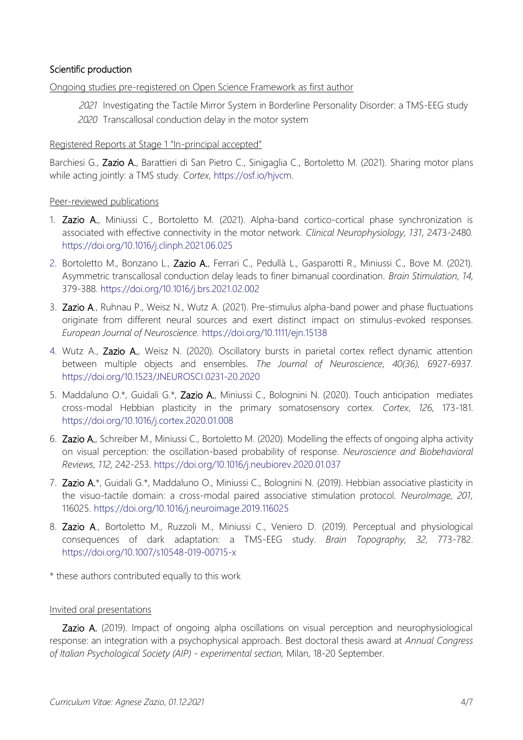## Scientific production

### Ongoing studies pre-registered on Open Science Framework as first author

*2021* Investigating the Tactile Mirror System in Borderline Personality Disorder: a TMS-EEG study

*2020* Transcallosal conduction delay in the motor system

### Registered Reports at Stage 1 "In-principal accepted"

Barchiesi G., **Zazio A.**, Barattieri di San Pietro C., Sinigaglia C., Bortoletto M. (2021). Sharing motor plans while acting jointly: a TMS study. *Cortex*, https://osf.io/hjvcm.

### Peer-reviewed publications

1. **Zazio A.**, Miniussi C., Bortoletto M. (2021). Alpha-band cortico-cortical phase synchronization is associated with effective connectivity in the motor network. *Clinical Neurophysiology*, *131*, 2473-2480. https://doi.org/10.1016/j.clinph.2021.06.025
2. Bortoletto M., Bonzano L., **Zazio A.**, Ferrari C., Pedullà L., Gasparotti R., Miniussi C., Bove M. (2021). Asymmetric transcallosal conduction delay leads to finer bimanual coordination. *Brain Stimulation*, *14*, 379-388. https://doi.org/10.1016/j.brs.2021.02.002
3. **Zazio A.**, Ruhnau P., Weisz N., Wutz A. (2021). Pre-stimulus alpha-band power and phase fluctuations originate from different neural sources and exert distinct impact on stimulus-evoked responses. *European Journal of Neuroscience*. https://doi.org/10.1111/ejn.15138
4. Wutz A., **Zazio A.**, Weisz N. (2020). Oscillatory bursts in parietal cortex reflect dynamic attention between multiple objects and ensembles. *The Journal of Neuroscience*, *40(36)*, 6927-6937. https://doi.org/10.1523/JNEUROSCI.0231-20.2020
5. Maddaluno O.*, Guidali G.*, **Zazio A.**, Miniussi C., Bolognini N. (2020). Touch anticipation mediates cross-modal Hebbian plasticity in the primary somatosensory cortex. *Cortex*, *126*, 173-181. https://doi.org/10.1016/j.cortex.2020.01.008
6. **Zazio A.**, Schreiber M., Miniussi C., Bortoletto M. (2020). Modelling the effects of ongoing alpha activity on visual perception: the oscillation-based probability of response. *Neuroscience and Biobehavioral Reviews*, *112*, 242-253. https://doi.org/10.1016/j.neubiorev.2020.01.037
7. **Zazio A.***, Guidali G.*, Maddaluno O., Miniussi C., Bolognini N. (2019). Hebbian associative plasticity in the visuo-tactile domain: a cross-modal paired associative stimulation protocol. *NeuroImage*, *201*, 116025. https://doi.org/10.1016/j.neuroimage.2019.116025
8. **Zazio A.**, Bortoletto M., Ruzzoli M., Miniussi C., Veniero D. (2019). Perceptual and physiological consequences of dark adaptation: a TMS-EEG study. *Brain Topography*, *32*, 773-782. https://doi.org/10.1007/s10548-019-00715-x

\* these authors contributed equally to this work

### Invited oral presentations

**Zazio A.** (2019). Impact of ongoing alpha oscillations on visual perception and neurophysiological response: an integration with a psychophysical approach. Best doctoral thesis award at *Annual Congress of Italian Psychological Society (AIP) - experimental section*, Milan, 18-20 September.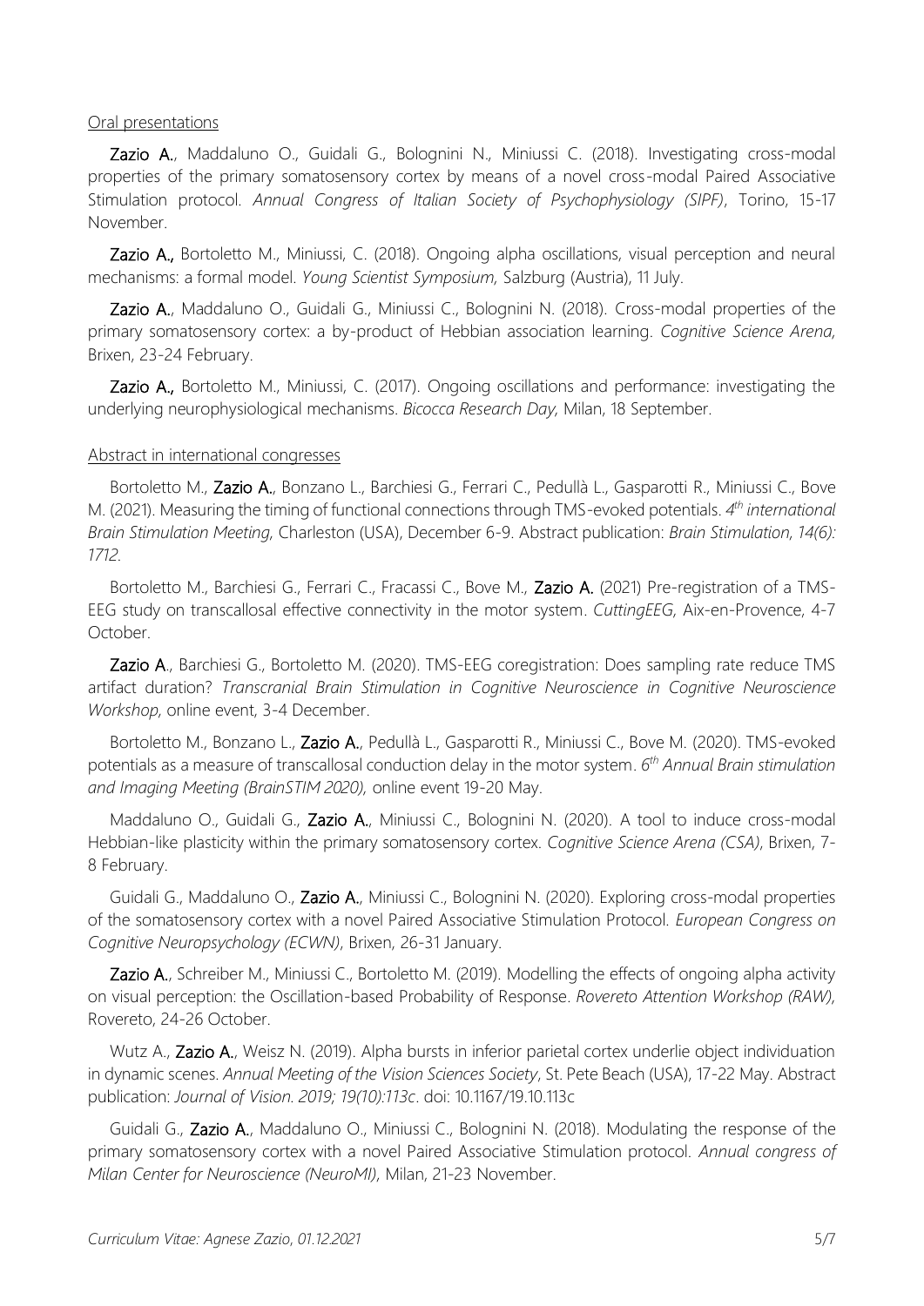Oral presentations

**Zazio A.**, Maddaluno O., Guidali G., Bolognini N., Miniussi C. (2018). Investigating cross-modal properties of the primary somatosensory cortex by means of a novel cross-modal Paired Associative Stimulation protocol. *Annual Congress of Italian Society of Psychophysiology (SIPF)*, Torino, 15-17 November.

**Zazio A.,** Bortoletto M., Miniussi, C. (2018). Ongoing alpha oscillations, visual perception and neural mechanisms: a formal model. *Young Scientist Symposium,* Salzburg (Austria), 11 July.

**Zazio A.**, Maddaluno O., Guidali G., Miniussi C., Bolognini N. (2018). Cross-modal properties of the primary somatosensory cortex: a by-product of Hebbian association learning. *Cognitive Science Arena*, Brixen, 23-24 February.

**Zazio A.,** Bortoletto M., Miniussi, C. (2017). Ongoing oscillations and performance: investigating the underlying neurophysiological mechanisms. *Bicocca Research Day,* Milan, 18 September.

Abstract in international congresses

Bortoletto M., **Zazio A.**, Bonzano L., Barchiesi G., Ferrari C., Pedullà L., Gasparotti R., Miniussi C., Bove M. (2021). Measuring the timing of functional connections through TMS-evoked potentials. *4th international Brain Stimulation Meeting*, Charleston (USA), December 6-9. Abstract publication: *Brain Stimulation, 14(6): 1712.*

Bortoletto M., Barchiesi G., Ferrari C., Fracassi C., Bove M., **Zazio A.** (2021) Pre-registration of a TMS-EEG study on transcallosal effective connectivity in the motor system. *CuttingEEG*, Aix-en-Provence, 4-7 October.

**Zazio A.**, Barchiesi G., Bortoletto M. (2020). TMS-EEG coregistration: Does sampling rate reduce TMS artifact duration? *Transcranial Brain Stimulation in Cognitive Neuroscience in Cognitive Neuroscience Workshop*, online event, 3-4 December.

Bortoletto M., Bonzano L., **Zazio A.**, Pedullà L., Gasparotti R., Miniussi C., Bove M. (2020). TMS-evoked potentials as a measure of transcallosal conduction delay in the motor system. *6th Annual Brain stimulation and Imaging Meeting (BrainSTIM 2020),* online event 19-20 May.

Maddaluno O., Guidali G., **Zazio A.**, Miniussi C., Bolognini N. (2020). A tool to induce cross-modal Hebbian-like plasticity within the primary somatosensory cortex. *Cognitive Science Arena (CSA)*, Brixen, 7-8 February.

Guidali G., Maddaluno O., **Zazio A.**, Miniussi C., Bolognini N. (2020). Exploring cross-modal properties of the somatosensory cortex with a novel Paired Associative Stimulation Protocol. *European Congress on Cognitive Neuropsychology (ECWN)*, Brixen, 26-31 January.

**Zazio A.**, Schreiber M., Miniussi C., Bortoletto M. (2019). Modelling the effects of ongoing alpha activity on visual perception: the Oscillation-based Probability of Response. *Rovereto Attention Workshop (RAW)*, Rovereto, 24-26 October.

Wutz A., **Zazio A.**, Weisz N. (2019). Alpha bursts in inferior parietal cortex underlie object individuation in dynamic scenes. *Annual Meeting of the Vision Sciences Society*, St. Pete Beach (USA), 17-22 May. Abstract publication: *Journal of Vision. 2019; 19(10):113c*. doi: 10.1167/19.10.113c

Guidali G., **Zazio A.**, Maddaluno O., Miniussi C., Bolognini N. (2018). Modulating the response of the primary somatosensory cortex with a novel Paired Associative Stimulation protocol. *Annual congress of Milan Center for Neuroscience (NeuroMI)*, Milan, 21-23 November.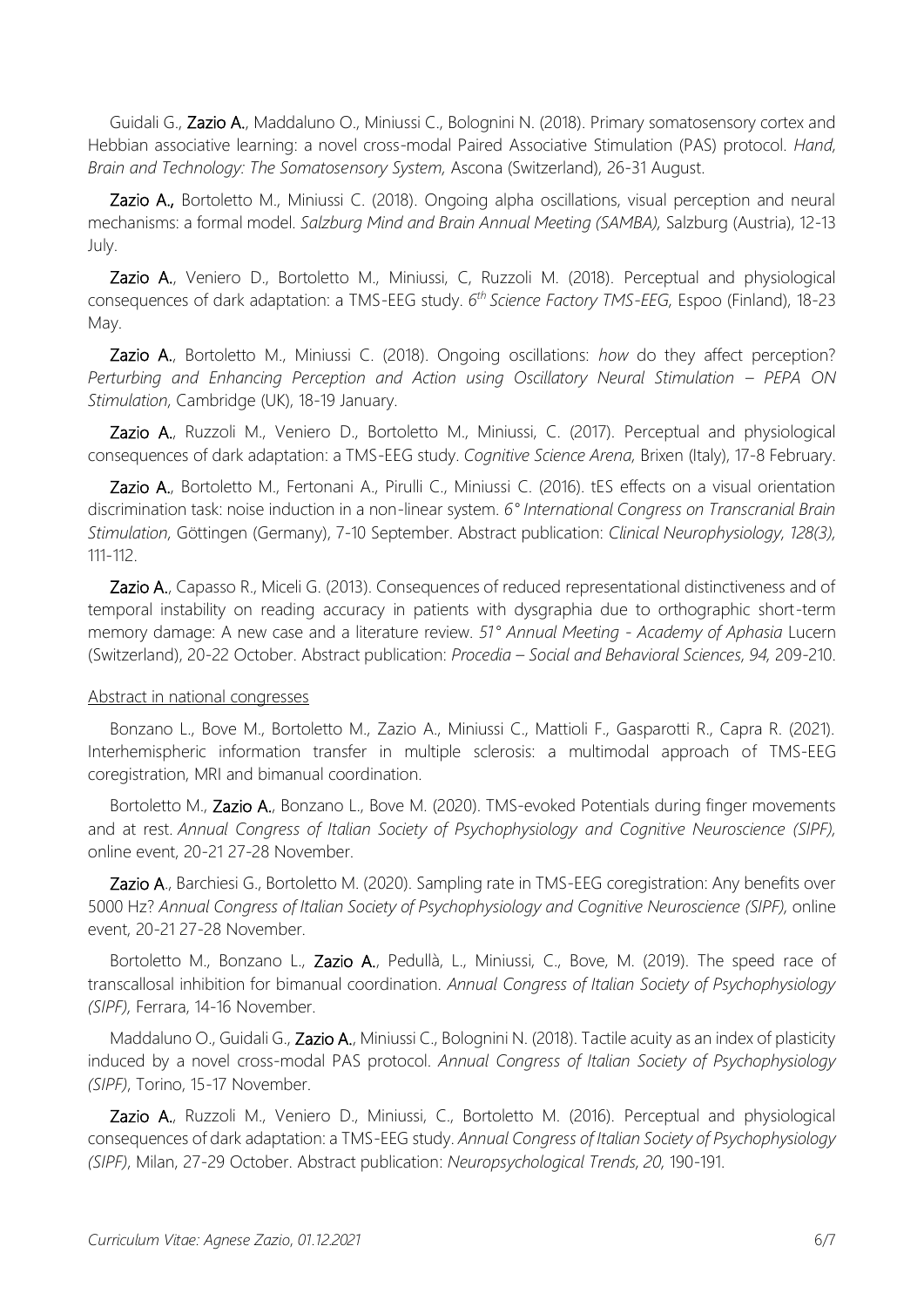Guidali G., **Zazio A.**, Maddaluno O., Miniussi C., Bolognini N. (2018). Primary somatosensory cortex and Hebbian associative learning: a novel cross-modal Paired Associative Stimulation (PAS) protocol. *Hand, Brain and Technology: The Somatosensory System*, Ascona (Switzerland), 26-31 August.

**Zazio A.,** Bortoletto M., Miniussi C. (2018). Ongoing alpha oscillations, visual perception and neural mechanisms: a formal model. *Salzburg Mind and Brain Annual Meeting (SAMBA)*, Salzburg (Austria), 12-13 July.

**Zazio A.**, Veniero D., Bortoletto M., Miniussi, C, Ruzzoli M. (2018). Perceptual and physiological consequences of dark adaptation: a TMS-EEG study. *6th Science Factory TMS-EEG*, Espoo (Finland), 18-23 May.

**Zazio A.**, Bortoletto M., Miniussi C. (2018). Ongoing oscillations: *how* do they affect perception? *Perturbing and Enhancing Perception and Action using Oscillatory Neural Stimulation – PEPA ON Stimulation*, Cambridge (UK), 18-19 January.

**Zazio A.**, Ruzzoli M., Veniero D., Bortoletto M., Miniussi, C. (2017). Perceptual and physiological consequences of dark adaptation: a TMS-EEG study. *Cognitive Science Arena*, Brixen (Italy), 17-8 February.

**Zazio A.**, Bortoletto M., Fertonani A., Pirulli C., Miniussi C. (2016). tES effects on a visual orientation discrimination task: noise induction in a non-linear system. *6° International Congress on Transcranial Brain Stimulation*, Göttingen (Germany), 7-10 September. Abstract publication: *Clinical Neurophysiology, 128(3)*, 111-112.

**Zazio A.**, Capasso R., Miceli G. (2013). Consequences of reduced representational distinctiveness and of temporal instability on reading accuracy in patients with dysgraphia due to orthographic short-term memory damage: A new case and a literature review. *51° Annual Meeting - Academy of Aphasia* Lucern (Switzerland), 20-22 October. Abstract publication: *Procedia – Social and Behavioral Sciences, 94*, 209-210.

Abstract in national congresses

Bonzano L., Bove M., Bortoletto M., Zazio A., Miniussi C., Mattioli F., Gasparotti R., Capra R. (2021). Interhemispheric information transfer in multiple sclerosis: a multimodal approach of TMS-EEG coregistration, MRI and bimanual coordination.

Bortoletto M., **Zazio A.**, Bonzano L., Bove M. (2020). TMS-evoked Potentials during finger movements and at rest. *Annual Congress of Italian Society of Psychophysiology and Cognitive Neuroscience (SIPF)*, online event, 20-21 27-28 November.

**Zazio A.**, Barchiesi G., Bortoletto M. (2020). Sampling rate in TMS-EEG coregistration: Any benefits over 5000 Hz? *Annual Congress of Italian Society of Psychophysiology and Cognitive Neuroscience (SIPF)*, online event, 20-21 27-28 November.

Bortoletto M., Bonzano L., **Zazio A.**, Pedullà, L., Miniussi, C., Bove, M. (2019). The speed race of transcallosal inhibition for bimanual coordination. *Annual Congress of Italian Society of Psychophysiology (SIPF)*, Ferrara, 14-16 November.

Maddaluno O., Guidali G., **Zazio A.**, Miniussi C., Bolognini N. (2018). Tactile acuity as an index of plasticity induced by a novel cross-modal PAS protocol. *Annual Congress of Italian Society of Psychophysiology (SIPF)*, Torino, 15-17 November.

**Zazio A.**, Ruzzoli M., Veniero D., Miniussi, C., Bortoletto M. (2016). Perceptual and physiological consequences of dark adaptation: a TMS-EEG study. *Annual Congress of Italian Society of Psychophysiology (SIPF)*, Milan, 27-29 October. Abstract publication: *Neuropsychological Trends, 20*, 190-191.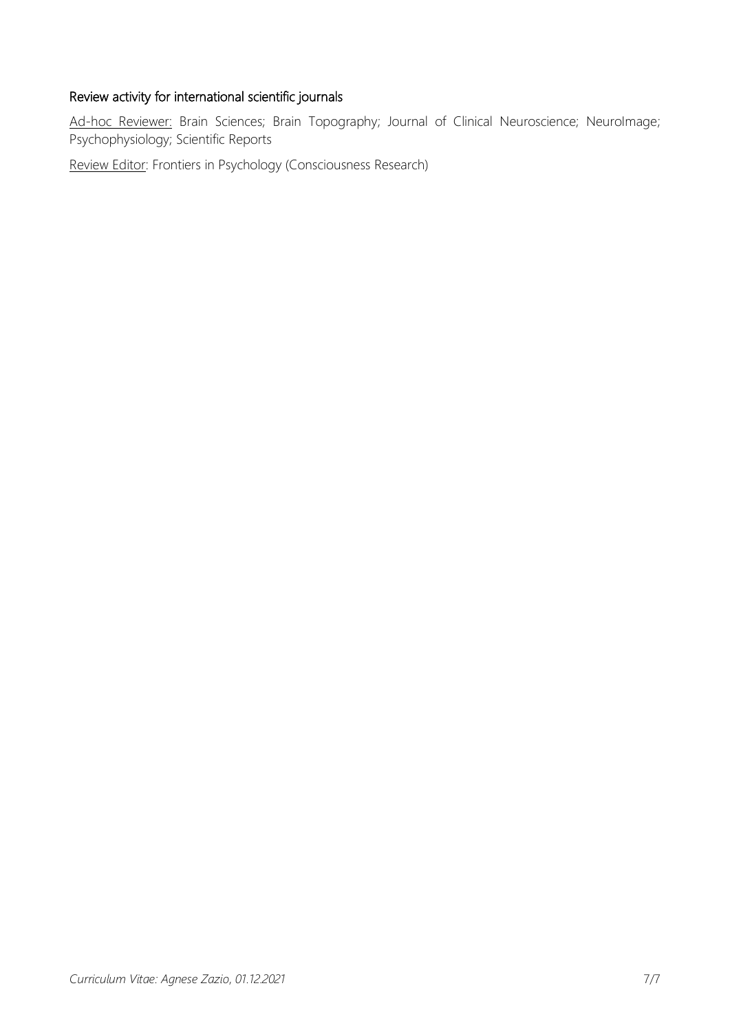### Review activity for international scientific journals

Ad-hoc Reviewer: Brain Sciences; Brain Topography; Journal of Clinical Neuroscience; NeuroImage; Psychophysiology; Scientific Reports

Review Editor: Frontiers in Psychology (Consciousness Research)